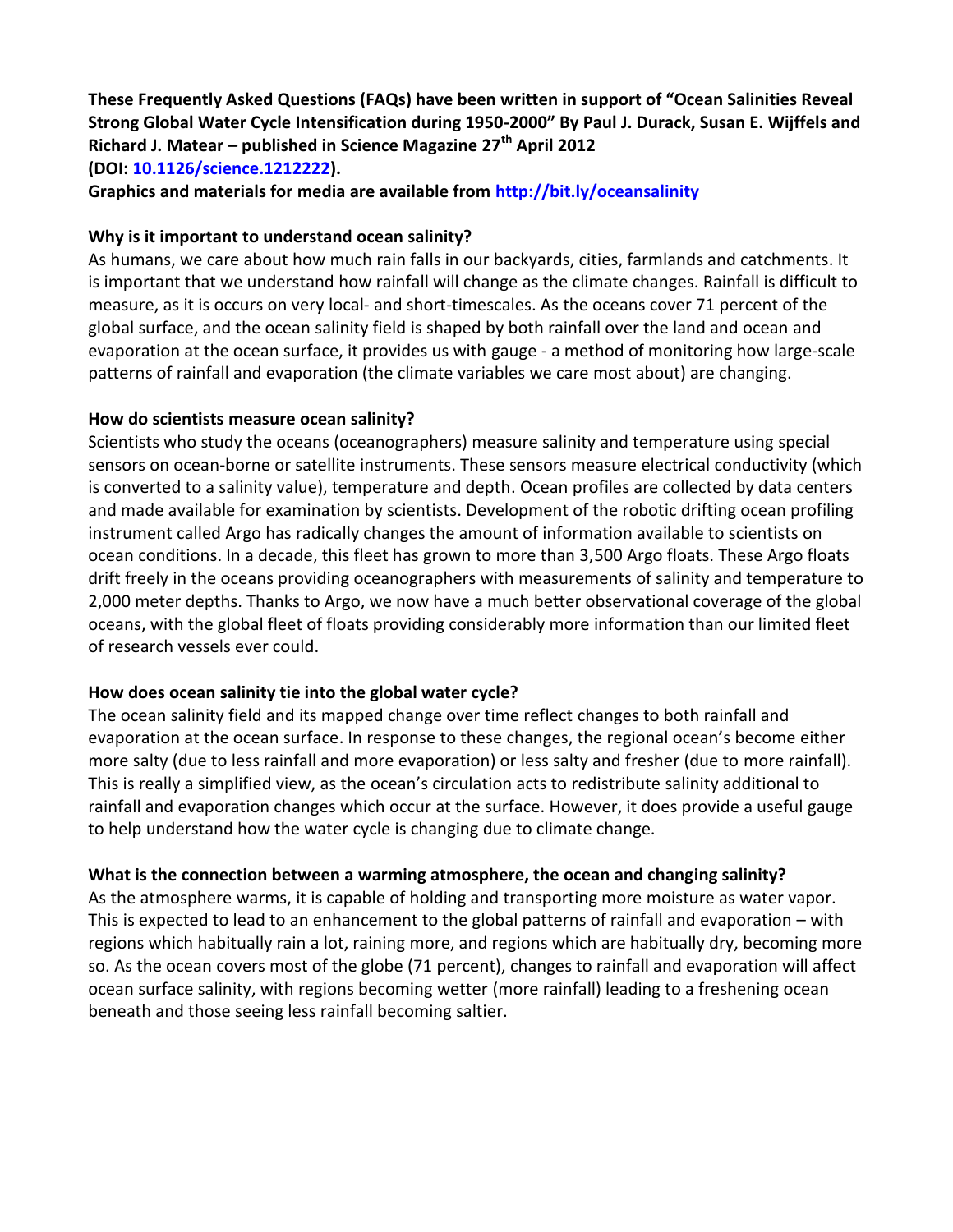**These Frequently Asked Questions (FAQs) have been written in support of "Ocean Salinities Reveal Strong Global Water Cycle Intensification during 1950-2000" By Paul J. Durack, Susan E. Wijffels and Richard J. Matear – published in Science Magazine 27th April 2012 (DOI: 10.1126/science.1212222).**

**Graphics and materials for media are available from http://bit.ly/oceansalinity**

### Why is it important to understand ocean salinity?

As humans, we care about how much rain falls in our backyards, cities, farmlands and catchments. It is important that we understand how rainfall will change as the climate changes. Rainfall is difficult to measure, as it is occurs on very local- and short-timescales. As the oceans cover 71 percent of the global surface, and the ocean salinity field is shaped by both rainfall over the land and ocean and evaporation at the ocean surface, it provides us with gauge - a method of monitoring how large-scale patterns of rainfall and evaporation (the climate variables we care most about) are changing.

### How do scientists measure ocean salinity?

Scientists who study the oceans (oceanographers) measure salinity and temperature using special sensors on ocean-borne or satellite instruments. These sensors measure electrical conductivity (which is converted to a salinity value), temperature and depth. Ocean profiles are collected by data centers and made available for examination by scientists. Development of the robotic drifting ocean profiling instrument called Argo has radically changes the amount of information available to scientists on ocean conditions. In a decade, this fleet has grown to more than 3,500 Argo floats. These Argo floats drift freely in the oceans providing oceanographers with measurements of salinity and temperature to 2,000 meter depths. Thanks to Argo, we now have a much better observational coverage of the global oceans, with the global fleet of floats providing considerably more information than our limited fleet of research vessels ever could.

### How does ocean salinity tie into the global water cycle?

The ocean salinity field and its mapped change over time reflect changes to both rainfall and evaporation at the ocean surface. In response to these changes, the regional ocean's become either more salty (due to less rainfall and more evaporation) or less salty and fresher (due to more rainfall). This is really a simplified view, as the ocean's circulation acts to redistribute salinity additional to rainfall and evaporation changes which occur at the surface. However, it does provide a useful gauge to help understand how the water cycle is changing due to climate change.

### What is the connection between a warming atmosphere, the ocean and changing salinity?

As the atmosphere warms, it is capable of holding and transporting more moisture as water vapor. This is expected to lead to an enhancement to the global patterns of rainfall and evaporation – with regions which habitually rain a lot, raining more, and regions which are habitually dry, becoming more so. As the ocean covers most of the globe (71 percent), changes to rainfall and evaporation will affect ocean surface salinity, with regions becoming wetter (more rainfall) leading to a freshening ocean beneath and those seeing less rainfall becoming saltier.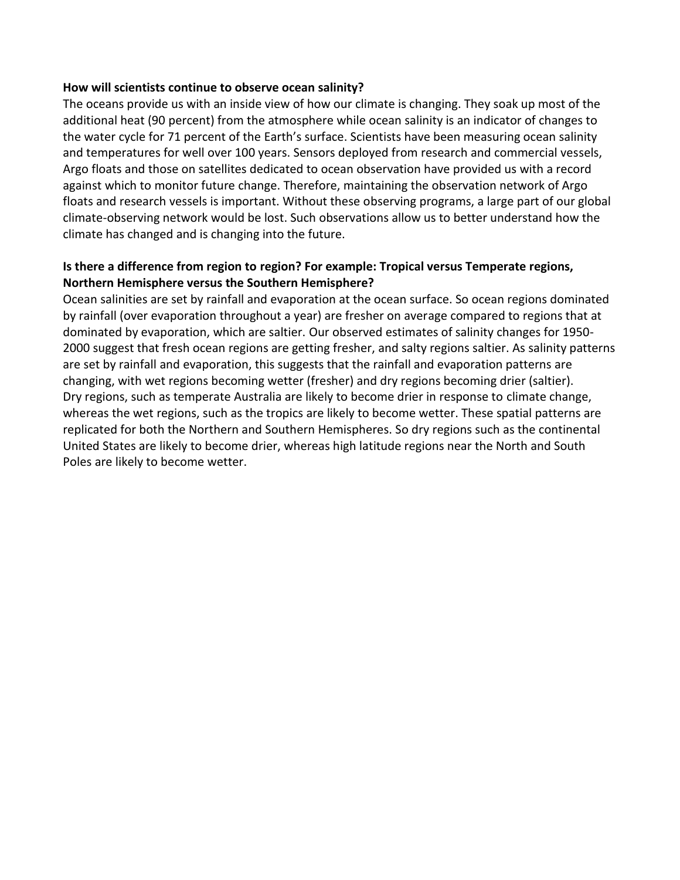**How will scientists continue to observe ocean salinity?**

The oceans provide us with an inside view of how our climate is changing. They soak up most of the additional heat (90 percent) from the atmosphere while ocean salinity is an indicator of changes to the water cycle for 71 percent of the Earth's surface. Scientists have been measuring ocean salinity and temperatures for well over 100 years. Sensors deployed from research and commercial vessels, Argo floats and those on satellites dedicated to ocean observation have provided us with a record against which to monitor future change. Therefore, maintaining the observation network of Argo floats and research vessels is important. Without these observing programs, a large part of our global climate-observing network would be lost. Such observations allow us to better understand how the climate has changed and is changing into the future.

**Is there a difference from region to region? For example: Tropical versus Temperate regions, Northern Hemisphere versus the Southern Hemisphere?**

Ocean salinities are set by rainfall and evaporation at the ocean surface. So ocean regions dominated by rainfall (over evaporation throughout a year) are fresher on average compared to regions that at dominated by evaporation, which are saltier. Our observed estimates of salinity changes for 1950-2000 suggest that fresh ocean regions are getting fresher, and salty regions saltier. As salinity patterns are set by rainfall and evaporation, this suggests that the rainfall and evaporation patterns are changing, with wet regions becoming wetter (fresher) and dry regions becoming drier (saltier).
Dry regions, such as temperate Australia are likely to become drier in response to climate change, whereas the wet regions, such as the tropics are likely to become wetter. These spatial patterns are replicated for both the Northern and Southern Hemispheres. So dry regions such as the continental United States are likely to become drier, whereas high latitude regions near the North and South Poles are likely to become wetter.